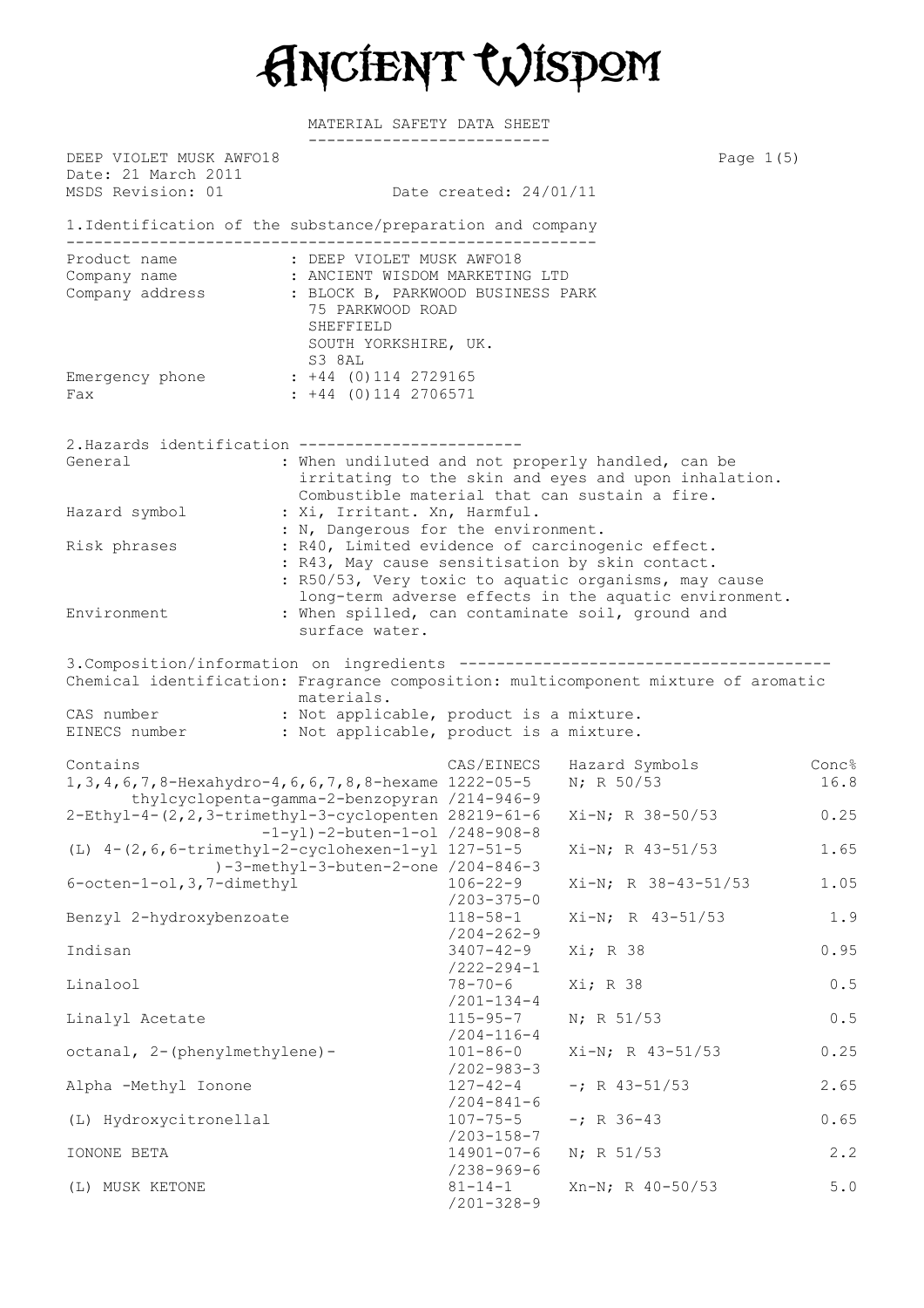# ANCIENT WISDOM

## MATERIAL SAFETY DATA SHEET

DEEP VIOLET MUSK AWFO18
Date: 21 March 2011
MSDS Revision: 01 — Date created: 24/01/11

## 1.Identification of the substance/preparation and company

| | |
|---|---|
| Product name | : DEEP VIOLET MUSK AWFO18 |
| Company name | : ANCIENT WISDOM MARKETING LTD |
| Company address | : BLOCK B, PARKWOOD BUSINESS PARK<br>75 PARKWOOD ROAD<br>SHEFFIELD<br>SOUTH YORKSHIRE, UK.<br>S3 8AL |
| Emergency phone | : +44 (0)114 2729165 |
| Fax | : +44 (0)114 2706571 |

## 2.Hazards identification

| | |
|---|---|
| General | : When undiluted and not properly handled, can be irritating to the skin and eyes and upon inhalation. Combustible material that can sustain a fire. |
| Hazard symbol | : Xi, Irritant. Xn, Harmful.<br>: N, Dangerous for the environment. |
| Risk phrases | : R40, Limited evidence of carcinogenic effect.<br>: R43, May cause sensitisation by skin contact.<br>: R50/53, Very toxic to aquatic organisms, may cause long-term adverse effects in the aquatic environment. |
| Environment | : When spilled, can contaminate soil, ground and surface water. |

## 3.Composition/information on ingredients

Chemical identification: Fragrance composition: multicomponent mixture of aromatic materials.

| | |
|---|---|
| CAS number | : Not applicable, product is a mixture. |
| EINECS number | : Not applicable, product is a mixture. |

| Contains | CAS/EINECS | Hazard Symbols | Conc% |
|---|---|---|---|
| 1,3,4,6,7,8-Hexahydro-4,6,6,7,8,8-hexamethylcyclopenta-gamma-2-benzopyran | 1222-05-5 /214-946-9 | N; R 50/53 | 16.8 |
| 2-Ethyl-4-(2,2,3-trimethyl-3-cyclopenten-1-yl)-2-buten-1-ol | 28219-61-6 /248-908-8 | Xi-N; R 38-50/53 | 0.25 |
| (L) 4-(2,6,6-trimethyl-2-cyclohexen-1-yl)-3-methyl-3-buten-2-one | 127-51-5 /204-846-3 | Xi-N; R 43-51/53 | 1.65 |
| 6-octen-1-ol,3,7-dimethyl | 106-22-9 /203-375-0 | Xi-N; R 38-43-51/53 | 1.05 |
| Benzyl 2-hydroxybenzoate | 118-58-1 /204-262-9 | Xi-N; R 43-51/53 | 1.9 |
| Indisan | 3407-42-9 /222-294-1 | Xi; R 38 | 0.95 |
| Linalool | 78-70-6 /201-134-4 | Xi; R 38 | 0.5 |
| Linalyl Acetate | 115-95-7 /204-116-4 | N; R 51/53 | 0.5 |
| octanal, 2-(phenylmethylene)- | 101-86-0 /202-983-3 | Xi-N; R 43-51/53 | 0.25 |
| Alpha -Methyl Ionone | 127-42-4 /204-841-6 | -; R 43-51/53 | 2.65 |
| (L) Hydroxycitronellal | 107-75-5 /203-158-7 | -; R 36-43 | 0.65 |
| IONONE BETA | 14901-07-6 /238-969-6 | N; R 51/53 | 2.2 |
| (L) MUSK KETONE | 81-14-1 /201-328-9 | Xn-N; R 40-50/53 | 5.0 |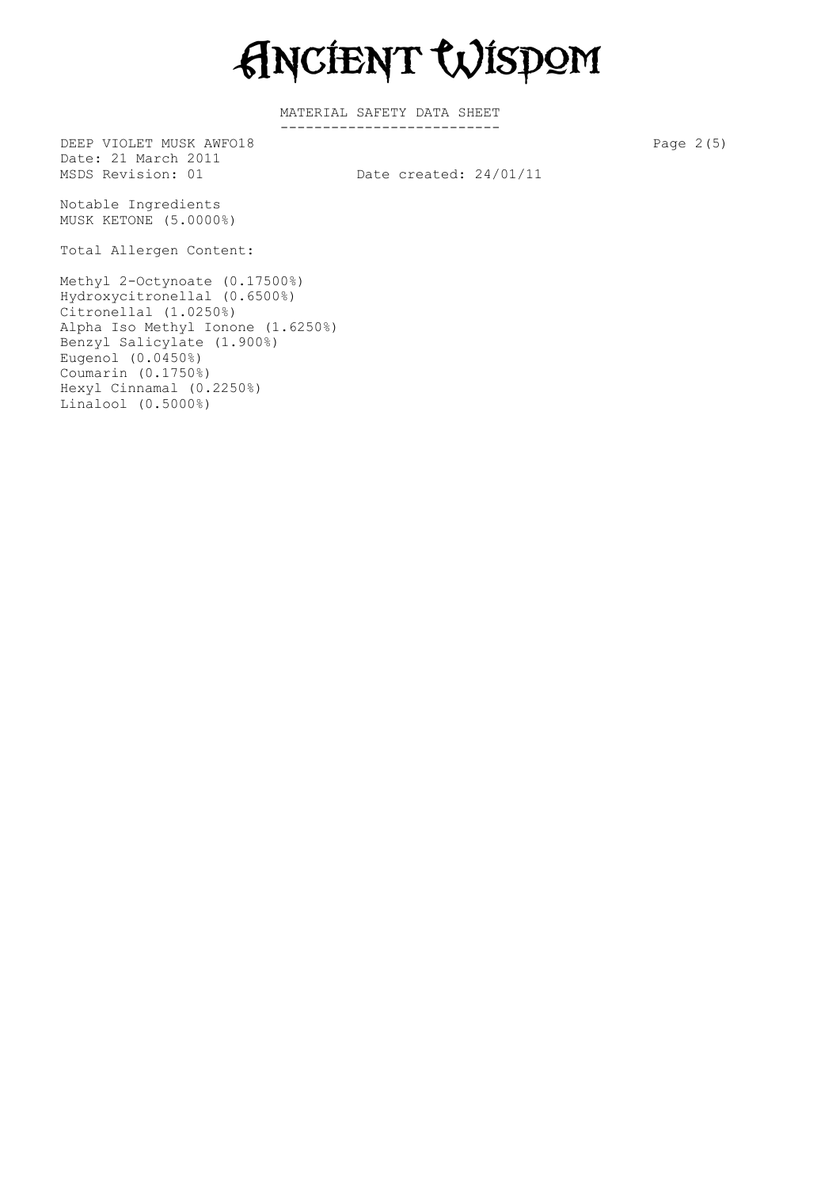# ANCIENT WISDOM

MATERIAL SAFETY DATA SHEET

DEEP VIOLET MUSK AWFO18
Date: 21 March 2011
MSDS Revision: 01 Date created: 24/01/11

Notable Ingredients
MUSK KETONE (5.0000%)

Total Allergen Content:

Methyl 2-Octynoate (0.17500%)
Hydroxycitronellal (0.6500%)
Citronellal (1.0250%)
Alpha Iso Methyl Ionone (1.6250%)
Benzyl Salicylate (1.900%)
Eugenol (0.0450%)
Coumarin (0.1750%)
Hexyl Cinnamal (0.2250%)
Linalool (0.5000%)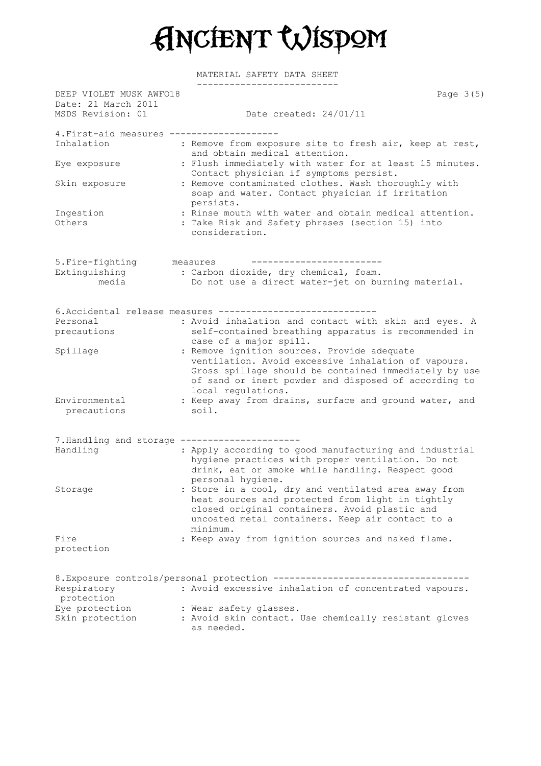# Ancient Wisdom

MATERIAL SAFETY DATA SHEET

DEEP VIOLET MUSK AWFO18
Date: 21 March 2011
MSDS Revision: 01 — Date created: 24/01/11

## 4. First-aid measures

| | |
|---|---|
| Inhalation | : Remove from exposure site to fresh air, keep at rest, and obtain medical attention. |
| Eye exposure | : Flush immediately with water for at least 15 minutes. Contact physician if symptoms persist. |
| Skin exposure | : Remove contaminated clothes. Wash thoroughly with soap and water. Contact physician if irritation persists. |
| Ingestion | : Rinse mouth with water and obtain medical attention. |
| Others | : Take Risk and Safety phrases (section 15) into consideration. |

## 5. Fire-fighting measures

| | |
|---|---|
| Extinguishing media | : Carbon dioxide, dry chemical, foam. Do not use a direct water-jet on burning material. |

## 6. Accidental release measures

| | |
|---|---|
| Personal precautions | : Avoid inhalation and contact with skin and eyes. A self-contained breathing apparatus is recommended in case of a major spill. |
| Spillage | : Remove ignition sources. Provide adequate ventilation. Avoid excessive inhalation of vapours. Gross spillage should be contained immediately by use of sand or inert powder and disposed of according to local regulations. |
| Environmental precautions | : Keep away from drains, surface and ground water, and soil. |

## 7. Handling and storage

| | |
|---|---|
| Handling | : Apply according to good manufacturing and industrial hygiene practices with proper ventilation. Do not drink, eat or smoke while handling. Respect good personal hygiene. |
| Storage | : Store in a cool, dry and ventilated area away from heat sources and protected from light in tightly closed original containers. Avoid plastic and uncoated metal containers. Keep air contact to a minimum. |
| Fire protection | : Keep away from ignition sources and naked flame. |

## 8. Exposure controls/personal protection

| | |
|---|---|
| Respiratory protection | : Avoid excessive inhalation of concentrated vapours. |
| Eye protection | : Wear safety glasses. |
| Skin protection | : Avoid skin contact. Use chemically resistant gloves as needed. |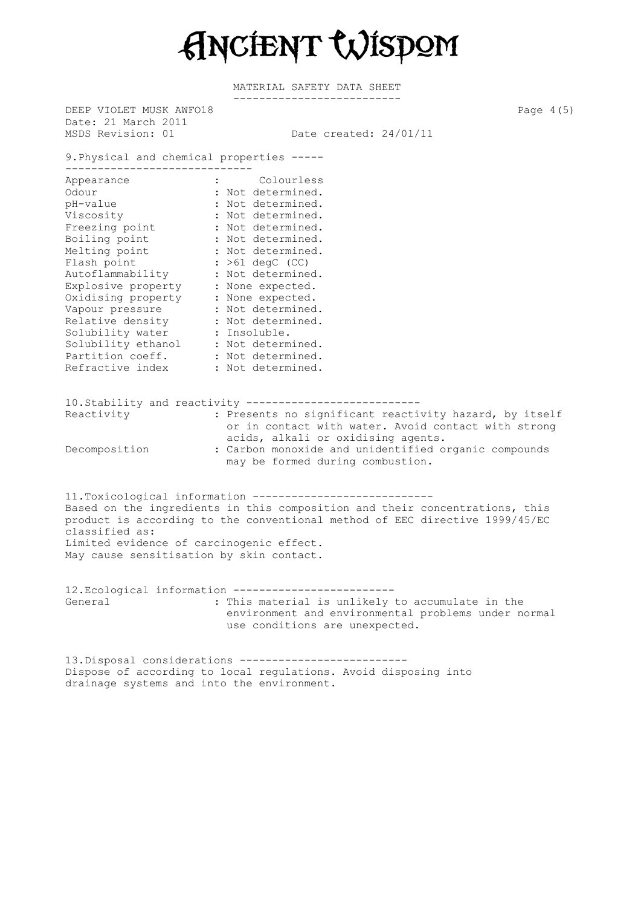# MATERIAL SAFETY DATA SHEET

DEEP VIOLET MUSK AWFO18
Date: 21 March 2011
MSDS Revision: 01 Date created: 24/01/11

## 9. Physical and chemical properties

| Property | Value |
|---|---|
| Appearance | Colourless |
| Odour | Not determined. |
| pH-value | Not determined. |
| Viscosity | Not determined. |
| Freezing point | Not determined. |
| Boiling point | Not determined. |
| Melting point | Not determined. |
| Flash point | >61 degC (CC) |
| Autoflammability | Not determined. |
| Explosive property | None expected. |
| Oxidising property | None expected. |
| Vapour pressure | Not determined. |
| Relative density | Not determined. |
| Solubility water | Insoluble. |
| Solubility ethanol | Not determined. |
| Partition coeff. | Not determined. |
| Refractive index | Not determined. |

## 10. Stability and reactivity

| | |
|---|---|
| Reactivity | Presents no significant reactivity hazard, by itself or in contact with water. Avoid contact with strong acids, alkali or oxidising agents. |
| Decomposition | Carbon monoxide and unidentified organic compounds may be formed during combustion. |

## 11. Toxicological information

Based on the ingredients in this composition and their concentrations, this product is according to the conventional method of EEC directive 1999/45/EC classified as:
Limited evidence of carcinogenic effect.
May cause sensitisation by skin contact.

## 12. Ecological information

| | |
|---|---|
| General | This material is unlikely to accumulate in the environment and environmental problems under normal use conditions are unexpected. |

## 13. Disposal considerations

Dispose of according to local regulations. Avoid disposing into drainage systems and into the environment.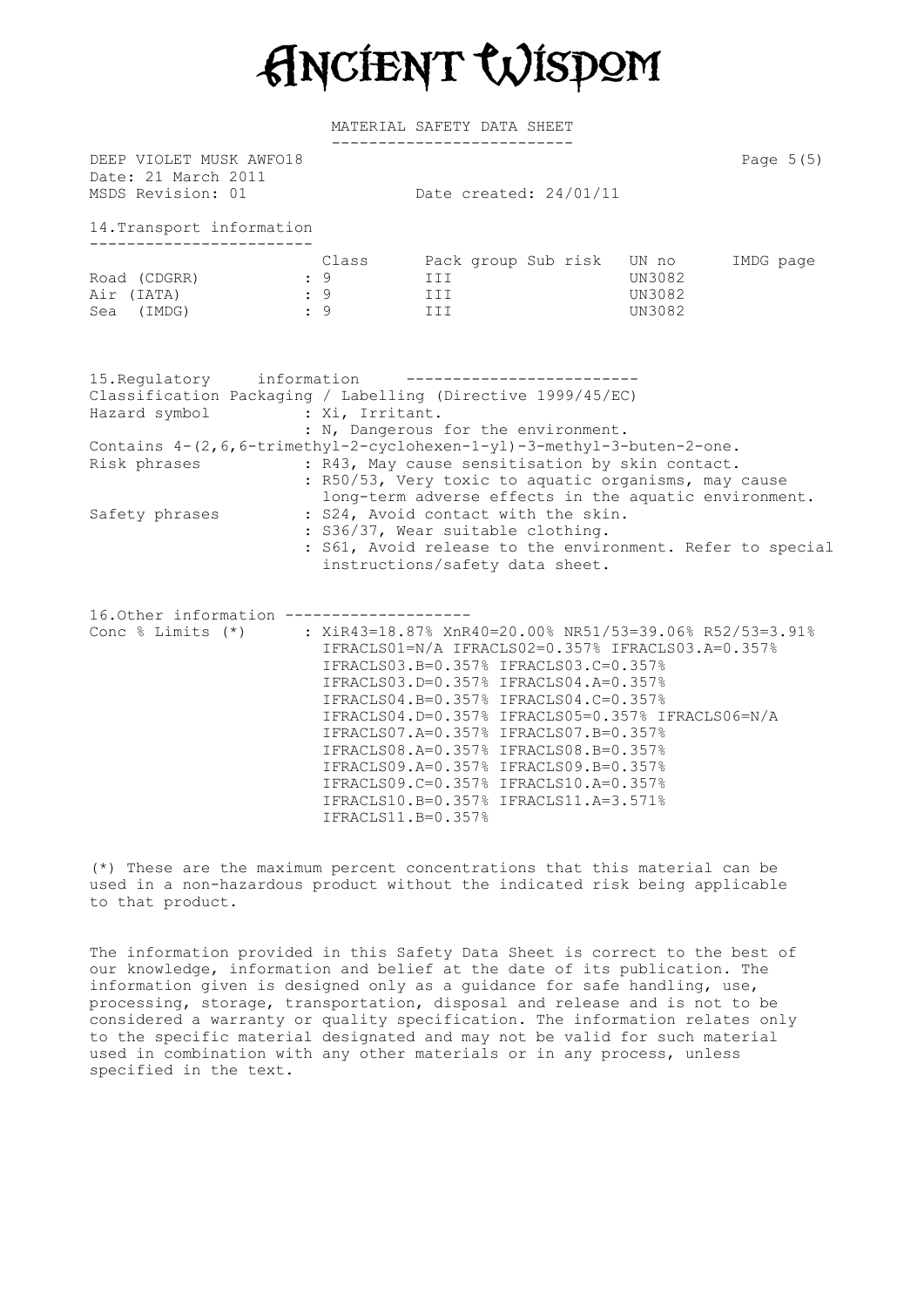# ANCIENT WISDOM

MATERIAL SAFETY DATA SHEET

DEEP VIOLET MUSK AWFO18
Date: 21 March 2011
MSDS Revision: 01 Date created: 24/01/11

## 14.Transport information

| | Class | Pack group | Sub risk | UN no | IMDG page |
|---|---|---|---|---|---|
| Road (CDGRR) | : 9 | III | | UN3082 | |
| Air (IATA) | : 9 | III | | UN3082 | |
| Sea (IMDG) | : 9 | III | | UN3082 | |

## 15.Regulatory information

Classification Packaging / Labelling (Directive 1999/45/EC)

Hazard symbol : Xi, Irritant.
: N, Dangerous for the environment.

Contains 4-(2,6,6-trimethyl-2-cyclohexen-1-yl)-3-methyl-3-buten-2-one.

Risk phrases : R43, May cause sensitisation by skin contact.
: R50/53, Very toxic to aquatic organisms, may cause long-term adverse effects in the aquatic environment.

Safety phrases : S24, Avoid contact with the skin.
: S36/37, Wear suitable clothing.
: S61, Avoid release to the environment. Refer to special instructions/safety data sheet.

## 16.Other information

Conc % Limits (*) : XiR43=18.87% XnR40=20.00% NR51/53=39.06% R52/53=3.91%
IFRACLS01=N/A IFRACLS02=0.357% IFRACLS03.A=0.357%
IFRACLS03.B=0.357% IFRACLS03.C=0.357%
IFRACLS03.D=0.357% IFRACLS04.A=0.357%
IFRACLS04.B=0.357% IFRACLS04.C=0.357%
IFRACLS04.D=0.357% IFRACLS05=0.357% IFRACLS06=N/A
IFRACLS07.A=0.357% IFRACLS07.B=0.357%
IFRACLS08.A=0.357% IFRACLS08.B=0.357%
IFRACLS09.A=0.357% IFRACLS09.B=0.357%
IFRACLS09.C=0.357% IFRACLS10.A=0.357%
IFRACLS10.B=0.357% IFRACLS11.A=3.571%
IFRACLS11.B=0.357%

(*) These are the maximum percent concentrations that this material can be used in a non-hazardous product without the indicated risk being applicable to that product.

The information provided in this Safety Data Sheet is correct to the best of our knowledge, information and belief at the date of its publication. The information given is designed only as a guidance for safe handling, use, processing, storage, transportation, disposal and release and is not to be considered a warranty or quality specification. The information relates only to the specific material designated and may not be valid for such material used in combination with any other materials or in any process, unless specified in the text.